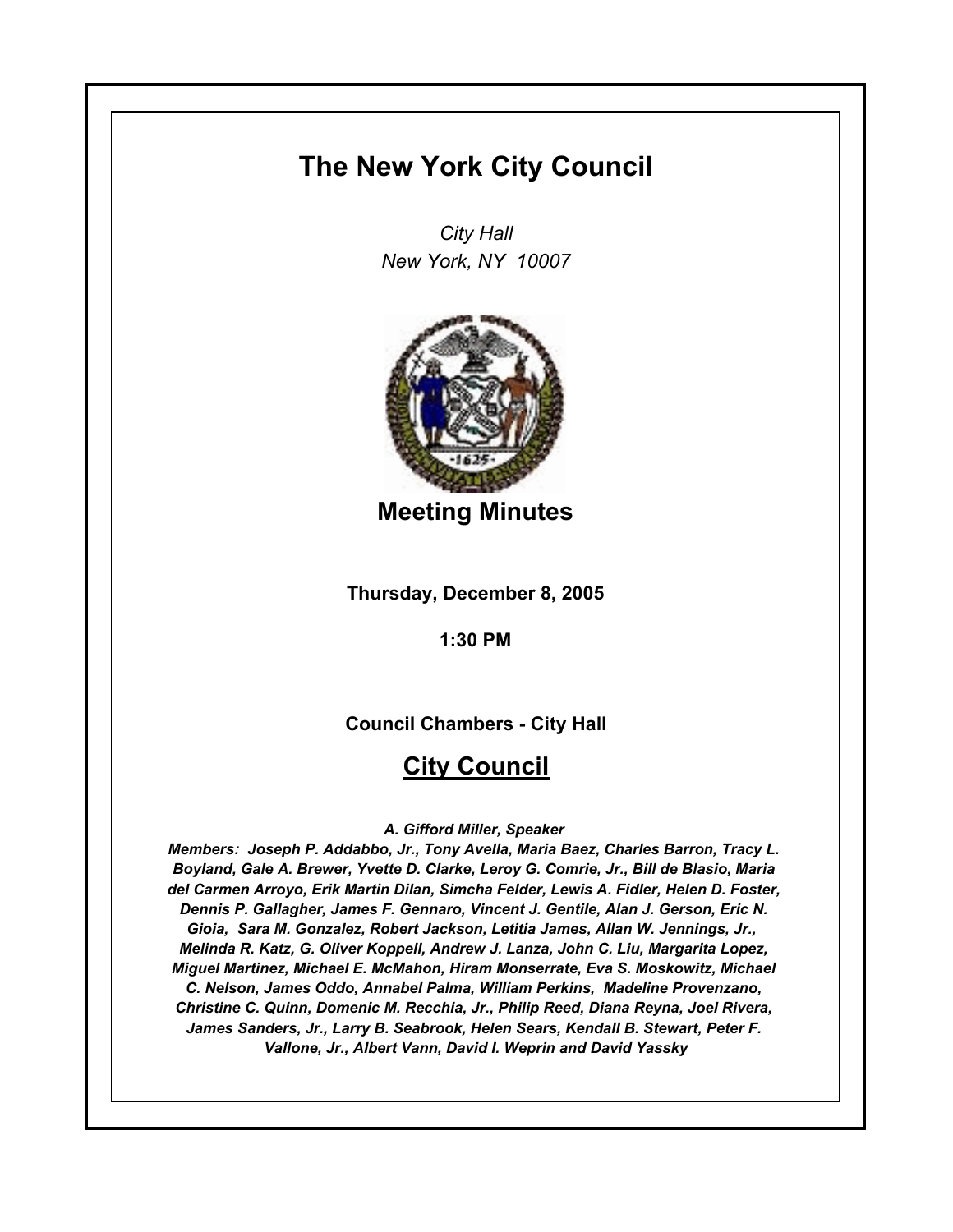# The New York City Council

*City Hall*
*New York, NY 10007*

## Meeting Minutes

**Thursday, December 8, 2005**

**1:30 PM**

**Council Chambers - City Hall**

## City Council

***A. Gifford Miller, Speaker***

***Members: Joseph P. Addabbo, Jr., Tony Avella, Maria Baez, Charles Barron, Tracy L. Boyland, Gale A. Brewer, Yvette D. Clarke, Leroy G. Comrie, Jr., Bill de Blasio, Maria del Carmen Arroyo, Erik Martin Dilan, Simcha Felder, Lewis A. Fidler, Helen D. Foster, Dennis P. Gallagher, James F. Gennaro, Vincent J. Gentile, Alan J. Gerson, Eric N. Gioia, Sara M. Gonzalez, Robert Jackson, Letitia James, Allan W. Jennings, Jr., Melinda R. Katz, G. Oliver Koppell, Andrew J. Lanza, John C. Liu, Margarita Lopez, Miguel Martinez, Michael E. McMahon, Hiram Monserrate, Eva S. Moskowitz, Michael C. Nelson, James Oddo, Annabel Palma, William Perkins, Madeline Provenzano, Christine C. Quinn, Domenic M. Recchia, Jr., Philip Reed, Diana Reyna, Joel Rivera, James Sanders, Jr., Larry B. Seabrook, Helen Sears, Kendall B. Stewart, Peter F. Vallone, Jr., Albert Vann, David I. Weprin and David Yassky***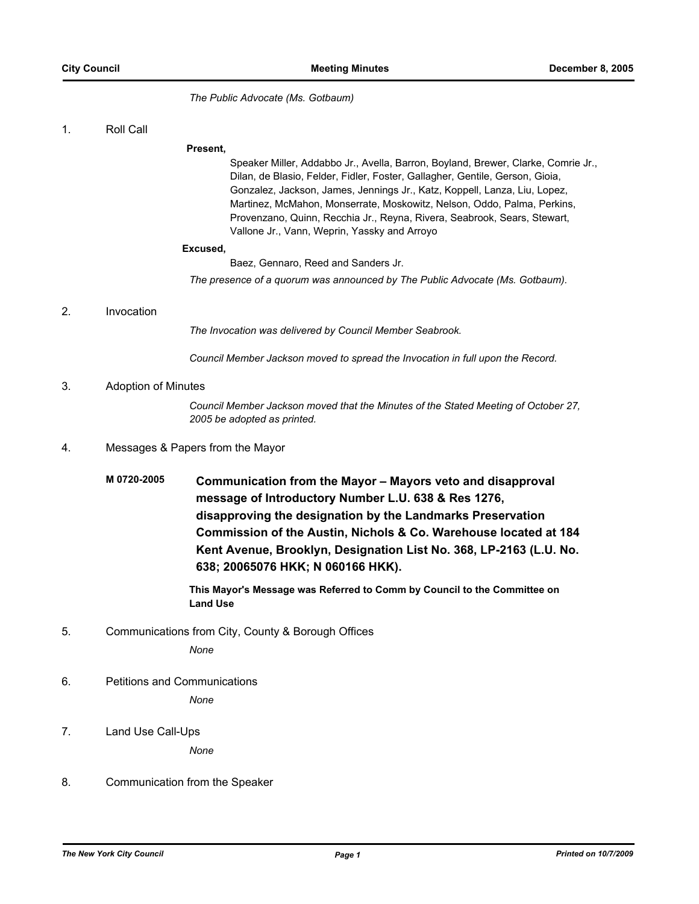*The Public Advocate (Ms. Gotbaum)*

1. Roll Call

**Present,**

Speaker Miller, Addabbo Jr., Avella, Barron, Boyland, Brewer, Clarke, Comrie Jr., Dilan, de Blasio, Felder, Fidler, Foster, Gallagher, Gentile, Gerson, Gioia, Gonzalez, Jackson, James, Jennings Jr., Katz, Koppell, Lanza, Liu, Lopez, Martinez, McMahon, Monserrate, Moskowitz, Nelson, Oddo, Palma, Perkins, Provenzano, Quinn, Recchia Jr., Reyna, Rivera, Seabrook, Sears, Stewart, Vallone Jr., Vann, Weprin, Yassky and Arroyo

**Excused,**

Baez, Gennaro, Reed and Sanders Jr.

*The presence of a quorum was announced by The Public Advocate (Ms. Gotbaum).*

2. Invocation

*The Invocation was delivered by Council Member Seabrook.*

*Council Member Jackson moved to spread the Invocation in full upon the Record.*

3. Adoption of Minutes

*Council Member Jackson moved that the Minutes of the Stated Meeting of October 27, 2005 be adopted as printed.*

4. Messages & Papers from the Mayor

**M 0720-2005** **Communication from the Mayor – Mayors veto and disapproval message of Introductory Number L.U. 638 & Res 1276, disapproving the designation by the Landmarks Preservation Commission of the Austin, Nichols & Co. Warehouse located at 184 Kent Avenue, Brooklyn, Designation List No. 368, LP-2163 (L.U. No. 638; 20065076 HKK; N 060166 HKK).**

**This Mayor's Message was Referred to Comm by Council to the Committee on Land Use**

5. Communications from City, County & Borough Offices

*None*

6. Petitions and Communications

*None*

7. Land Use Call-Ups

*None*

8. Communication from the Speaker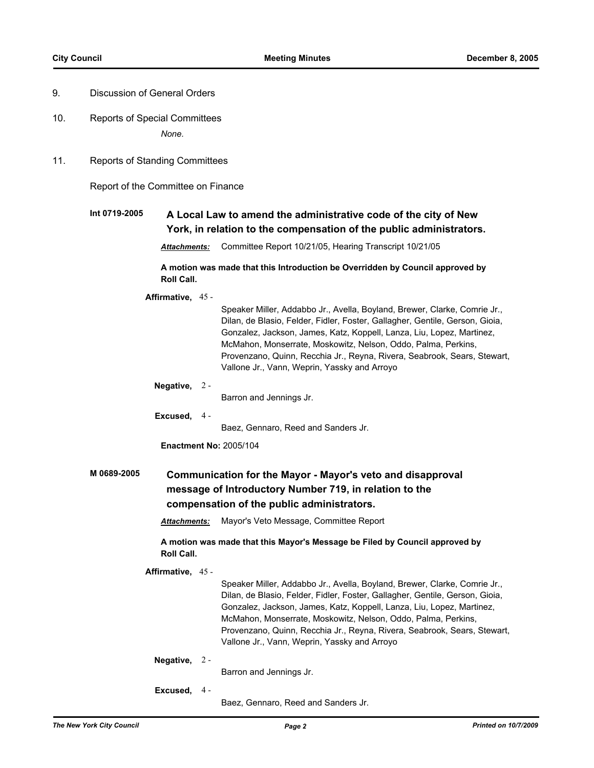9. Discussion of General Orders

10. Reports of Special Committees

    *None.*

11. Reports of Standing Committees

Report of the Committee on Finance

**Int 0719-2005** **A Local Law to amend the administrative code of the city of New York, in relation to the compensation of the public administrators.**

***Attachments:*** Committee Report 10/21/05, Hearing Transcript 10/21/05

**A motion was made that this Introduction be Overridden by Council approved by Roll Call.**

**Affirmative,** 45 -

Speaker Miller, Addabbo Jr., Avella, Boyland, Brewer, Clarke, Comrie Jr., Dilan, de Blasio, Felder, Fidler, Foster, Gallagher, Gentile, Gerson, Gioia, Gonzalez, Jackson, James, Katz, Koppell, Lanza, Liu, Lopez, Martinez, McMahon, Monserrate, Moskowitz, Nelson, Oddo, Palma, Perkins, Provenzano, Quinn, Recchia Jr., Reyna, Rivera, Seabrook, Sears, Stewart, Vallone Jr., Vann, Weprin, Yassky and Arroyo

**Negative,** 2 -

Barron and Jennings Jr.

**Excused,** 4 -

Baez, Gennaro, Reed and Sanders Jr.

**Enactment No:** 2005/104

**M 0689-2005** **Communication for the Mayor - Mayor's veto and disapproval message of Introductory Number 719, in relation to the compensation of the public administrators.**

***Attachments:*** Mayor's Veto Message, Committee Report

**A motion was made that this Mayor's Message be Filed by Council approved by Roll Call.**

**Affirmative,** 45 -

Speaker Miller, Addabbo Jr., Avella, Boyland, Brewer, Clarke, Comrie Jr., Dilan, de Blasio, Felder, Fidler, Foster, Gallagher, Gentile, Gerson, Gioia, Gonzalez, Jackson, James, Katz, Koppell, Lanza, Liu, Lopez, Martinez, McMahon, Monserrate, Moskowitz, Nelson, Oddo, Palma, Perkins, Provenzano, Quinn, Recchia Jr., Reyna, Rivera, Seabrook, Sears, Stewart, Vallone Jr., Vann, Weprin, Yassky and Arroyo

**Negative,** 2 -

Barron and Jennings Jr.

**Excused,** 4 -

Baez, Gennaro, Reed and Sanders Jr.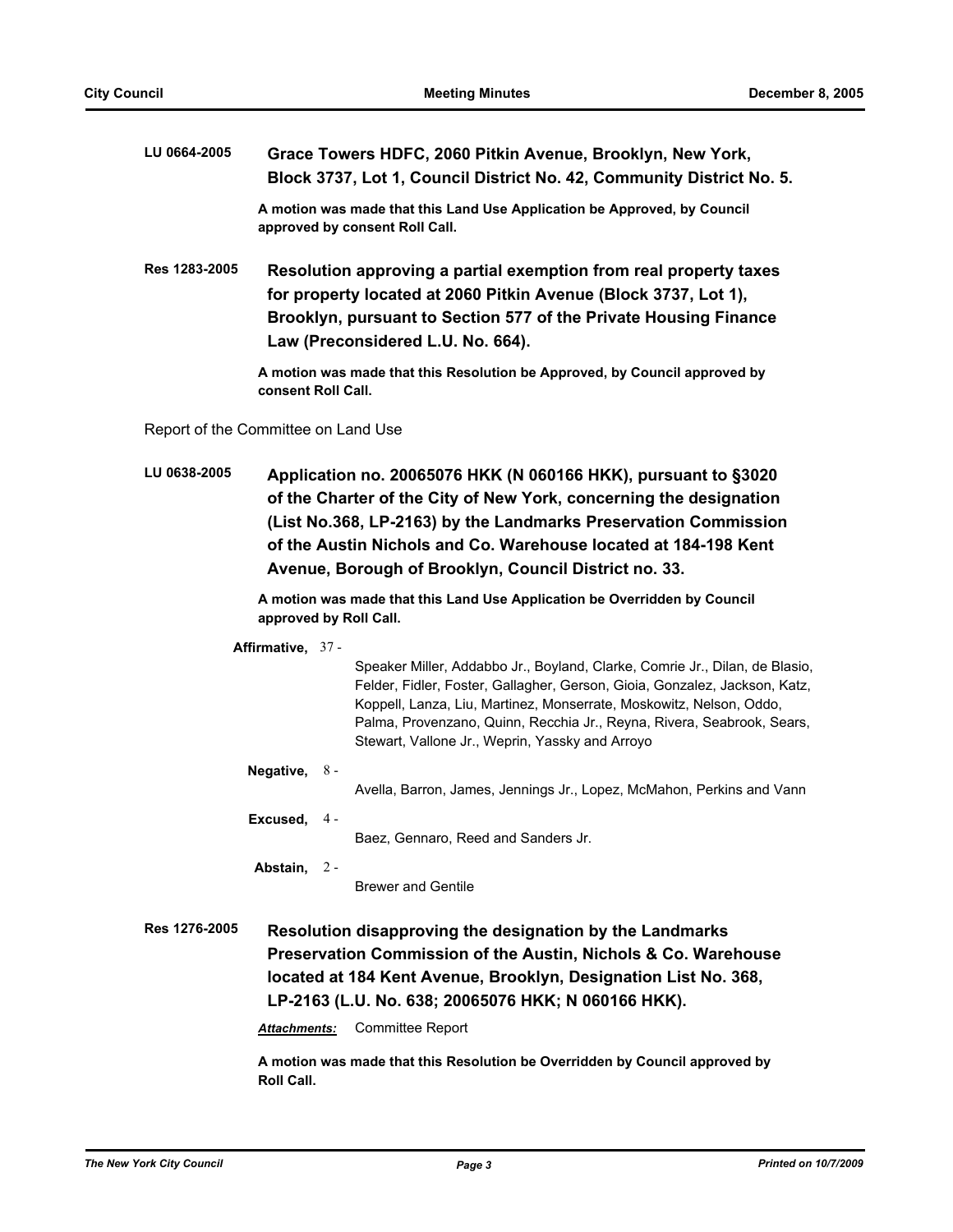**LU 0664-2005** **Grace Towers HDFC, 2060 Pitkin Avenue, Brooklyn, New York, Block 3737, Lot 1, Council District No. 42, Community District No. 5.**

**A motion was made that this Land Use Application be Approved, by Council approved by consent Roll Call.**

**Res 1283-2005** **Resolution approving a partial exemption from real property taxes for property located at 2060 Pitkin Avenue (Block 3737, Lot 1), Brooklyn, pursuant to Section 577 of the Private Housing Finance Law (Preconsidered L.U. No. 664).**

**A motion was made that this Resolution be Approved, by Council approved by consent Roll Call.**

Report of the Committee on Land Use

**LU 0638-2005** **Application no. 20065076 HKK (N 060166 HKK), pursuant to §3020 of the Charter of the City of New York, concerning the designation (List No.368, LP-2163) by the Landmarks Preservation Commission of the Austin Nichols and Co. Warehouse located at 184-198 Kent Avenue, Borough of Brooklyn, Council District no. 33.**

**A motion was made that this Land Use Application be Overridden by Council approved by Roll Call.**

**Affirmative,** 37 - Speaker Miller, Addabbo Jr., Boyland, Clarke, Comrie Jr., Dilan, de Blasio, Felder, Fidler, Foster, Gallagher, Gerson, Gioia, Gonzalez, Jackson, Katz, Koppell, Lanza, Liu, Martinez, Monserrate, Moskowitz, Nelson, Oddo, Palma, Provenzano, Quinn, Recchia Jr., Reyna, Rivera, Seabrook, Sears, Stewart, Vallone Jr., Weprin, Yassky and Arroyo

**Negative,** 8 - Avella, Barron, James, Jennings Jr., Lopez, McMahon, Perkins and Vann

**Excused,** 4 - Baez, Gennaro, Reed and Sanders Jr.

**Abstain,** 2 - Brewer and Gentile

**Res 1276-2005** **Resolution disapproving the designation by the Landmarks Preservation Commission of the Austin, Nichols & Co. Warehouse located at 184 Kent Avenue, Brooklyn, Designation List No. 368, LP-2163 (L.U. No. 638; 20065076 HKK; N 060166 HKK).**

***Attachments:*** Committee Report

**A motion was made that this Resolution be Overridden by Council approved by Roll Call.**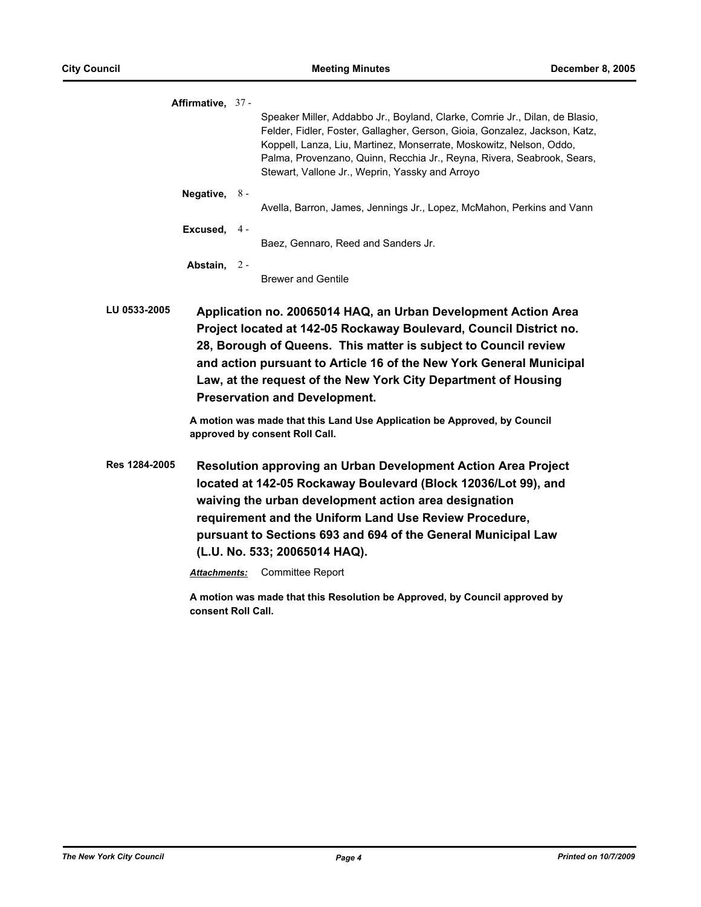**Affirmative,** 37 - Speaker Miller, Addabbo Jr., Boyland, Clarke, Comrie Jr., Dilan, de Blasio, Felder, Fidler, Foster, Gallagher, Gerson, Gioia, Gonzalez, Jackson, Katz, Koppell, Lanza, Liu, Martinez, Monserrate, Moskowitz, Nelson, Oddo, Palma, Provenzano, Quinn, Recchia Jr., Reyna, Rivera, Seabrook, Sears, Stewart, Vallone Jr., Weprin, Yassky and Arroyo

**Negative,** 8 - Avella, Barron, James, Jennings Jr., Lopez, McMahon, Perkins and Vann

**Excused,** 4 - Baez, Gennaro, Reed and Sanders Jr.

**Abstain,** 2 - Brewer and Gentile

**LU 0533-2005** **Application no. 20065014 HAQ, an Urban Development Action Area Project located at 142-05 Rockaway Boulevard, Council District no. 28, Borough of Queens. This matter is subject to Council review and action pursuant to Article 16 of the New York General Municipal Law, at the request of the New York City Department of Housing Preservation and Development.**

**A motion was made that this Land Use Application be Approved, by Council approved by consent Roll Call.**

**Res 1284-2005** **Resolution approving an Urban Development Action Area Project located at 142-05 Rockaway Boulevard (Block 12036/Lot 99), and waiving the urban development action area designation requirement and the Uniform Land Use Review Procedure, pursuant to Sections 693 and 694 of the General Municipal Law (L.U. No. 533; 20065014 HAQ).**

***Attachments:*** Committee Report

**A motion was made that this Resolution be Approved, by Council approved by consent Roll Call.**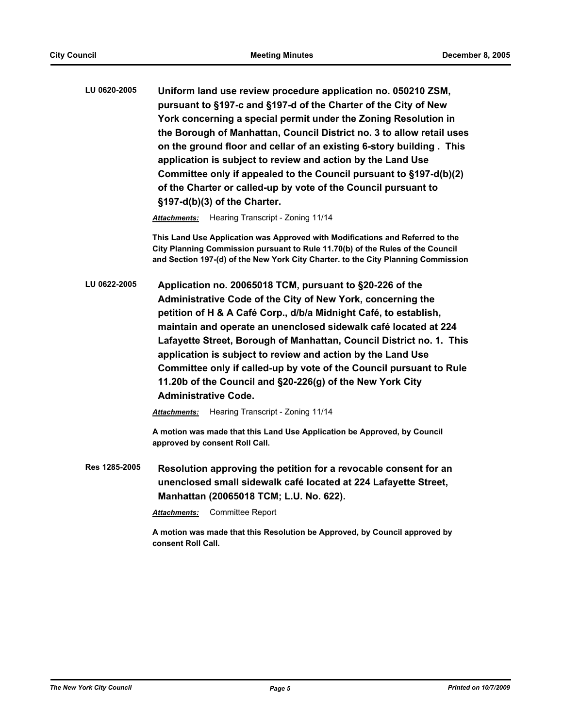**LU 0620-2005** **Uniform land use review procedure application no. 050210 ZSM, pursuant to §197-c and §197-d of the Charter of the City of New York concerning a special permit under the Zoning Resolution in the Borough of Manhattan, Council District no. 3 to allow retail uses on the ground floor and cellar of an existing 6-story building . This application is subject to review and action by the Land Use Committee only if appealed to the Council pursuant to §197-d(b)(2) of the Charter or called-up by vote of the Council pursuant to §197-d(b)(3) of the Charter.**

***Attachments:*** Hearing Transcript - Zoning 11/14

**This Land Use Application was Approved with Modifications and Referred to the City Planning Commission pursuant to Rule 11.70(b) of the Rules of the Council and Section 197-(d) of the New York City Charter. to the City Planning Commission**

**LU 0622-2005** **Application no. 20065018 TCM, pursuant to §20-226 of the Administrative Code of the City of New York, concerning the petition of H & A Café Corp., d/b/a Midnight Café, to establish, maintain and operate an unenclosed sidewalk café located at 224 Lafayette Street, Borough of Manhattan, Council District no. 1. This application is subject to review and action by the Land Use Committee only if called-up by vote of the Council pursuant to Rule 11.20b of the Council and §20-226(g) of the New York City Administrative Code.**

***Attachments:*** Hearing Transcript - Zoning 11/14

**A motion was made that this Land Use Application be Approved, by Council approved by consent Roll Call.**

**Res 1285-2005** **Resolution approving the petition for a revocable consent for an unenclosed small sidewalk café located at 224 Lafayette Street, Manhattan (20065018 TCM; L.U. No. 622).**

***Attachments:*** Committee Report

**A motion was made that this Resolution be Approved, by Council approved by consent Roll Call.**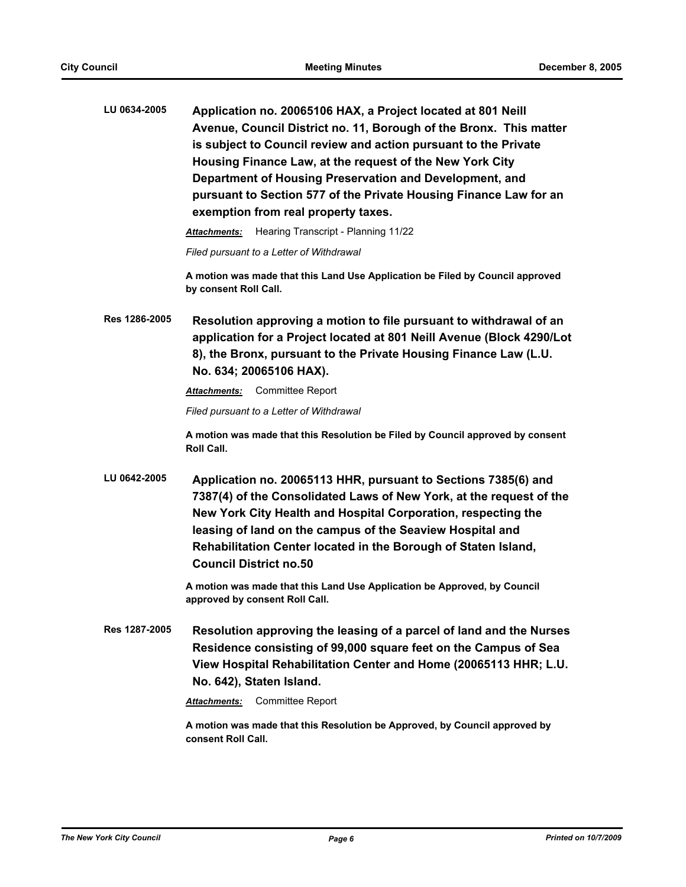**LU 0634-2005** **Application no. 20065106 HAX, a Project located at 801 Neill Avenue, Council District no. 11, Borough of the Bronx. This matter is subject to Council review and action pursuant to the Private Housing Finance Law, at the request of the New York City Department of Housing Preservation and Development, and pursuant to Section 577 of the Private Housing Finance Law for an exemption from real property taxes.**

***Attachments:*** Hearing Transcript - Planning 11/22

*Filed pursuant to a Letter of Withdrawal*

**A motion was made that this Land Use Application be Filed by Council approved by consent Roll Call.**

**Res 1286-2005** **Resolution approving a motion to file pursuant to withdrawal of an application for a Project located at 801 Neill Avenue (Block 4290/Lot 8), the Bronx, pursuant to the Private Housing Finance Law (L.U. No. 634; 20065106 HAX).**

***Attachments:*** Committee Report

*Filed pursuant to a Letter of Withdrawal*

**A motion was made that this Resolution be Filed by Council approved by consent Roll Call.**

**LU 0642-2005** **Application no. 20065113 HHR, pursuant to Sections 7385(6) and 7387(4) of the Consolidated Laws of New York, at the request of the New York City Health and Hospital Corporation, respecting the leasing of land on the campus of the Seaview Hospital and Rehabilitation Center located in the Borough of Staten Island, Council District no.50**

**A motion was made that this Land Use Application be Approved, by Council approved by consent Roll Call.**

**Res 1287-2005** **Resolution approving the leasing of a parcel of land and the Nurses Residence consisting of 99,000 square feet on the Campus of Sea View Hospital Rehabilitation Center and Home (20065113 HHR; L.U. No. 642), Staten Island.**

***Attachments:*** Committee Report

**A motion was made that this Resolution be Approved, by Council approved by consent Roll Call.**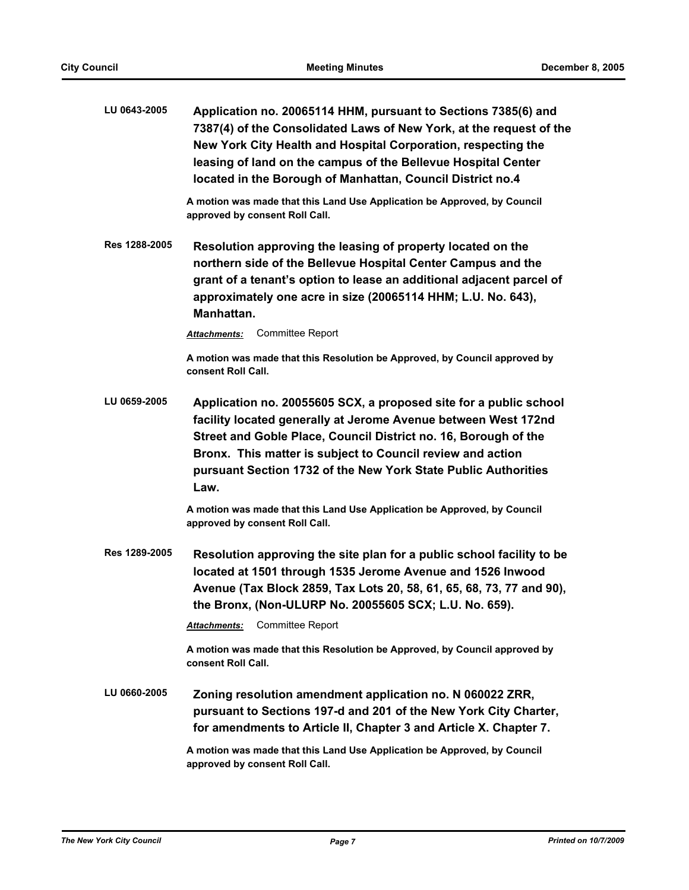**LU 0643-2005** **Application no. 20065114 HHM, pursuant to Sections 7385(6) and 7387(4) of the Consolidated Laws of New York, at the request of the New York City Health and Hospital Corporation, respecting the leasing of land on the campus of the Bellevue Hospital Center located in the Borough of Manhattan, Council District no.4**

**A motion was made that this Land Use Application be Approved, by Council approved by consent Roll Call.**

**Res 1288-2005** **Resolution approving the leasing of property located on the northern side of the Bellevue Hospital Center Campus and the grant of a tenant's option to lease an additional adjacent parcel of approximately one acre in size (20065114 HHM; L.U. No. 643), Manhattan.**

***Attachments:*** Committee Report

**A motion was made that this Resolution be Approved, by Council approved by consent Roll Call.**

**LU 0659-2005** **Application no. 20055605 SCX, a proposed site for a public school facility located generally at Jerome Avenue between West 172nd Street and Goble Place, Council District no. 16, Borough of the Bronx. This matter is subject to Council review and action pursuant Section 1732 of the New York State Public Authorities Law.**

**A motion was made that this Land Use Application be Approved, by Council approved by consent Roll Call.**

**Res 1289-2005** **Resolution approving the site plan for a public school facility to be located at 1501 through 1535 Jerome Avenue and 1526 Inwood Avenue (Tax Block 2859, Tax Lots 20, 58, 61, 65, 68, 73, 77 and 90), the Bronx, (Non-ULURP No. 20055605 SCX; L.U. No. 659).**

***Attachments:*** Committee Report

**A motion was made that this Resolution be Approved, by Council approved by consent Roll Call.**

**LU 0660-2005** **Zoning resolution amendment application no. N 060022 ZRR, pursuant to Sections 197-d and 201 of the New York City Charter, for amendments to Article II, Chapter 3 and Article X. Chapter 7.**

**A motion was made that this Land Use Application be Approved, by Council approved by consent Roll Call.**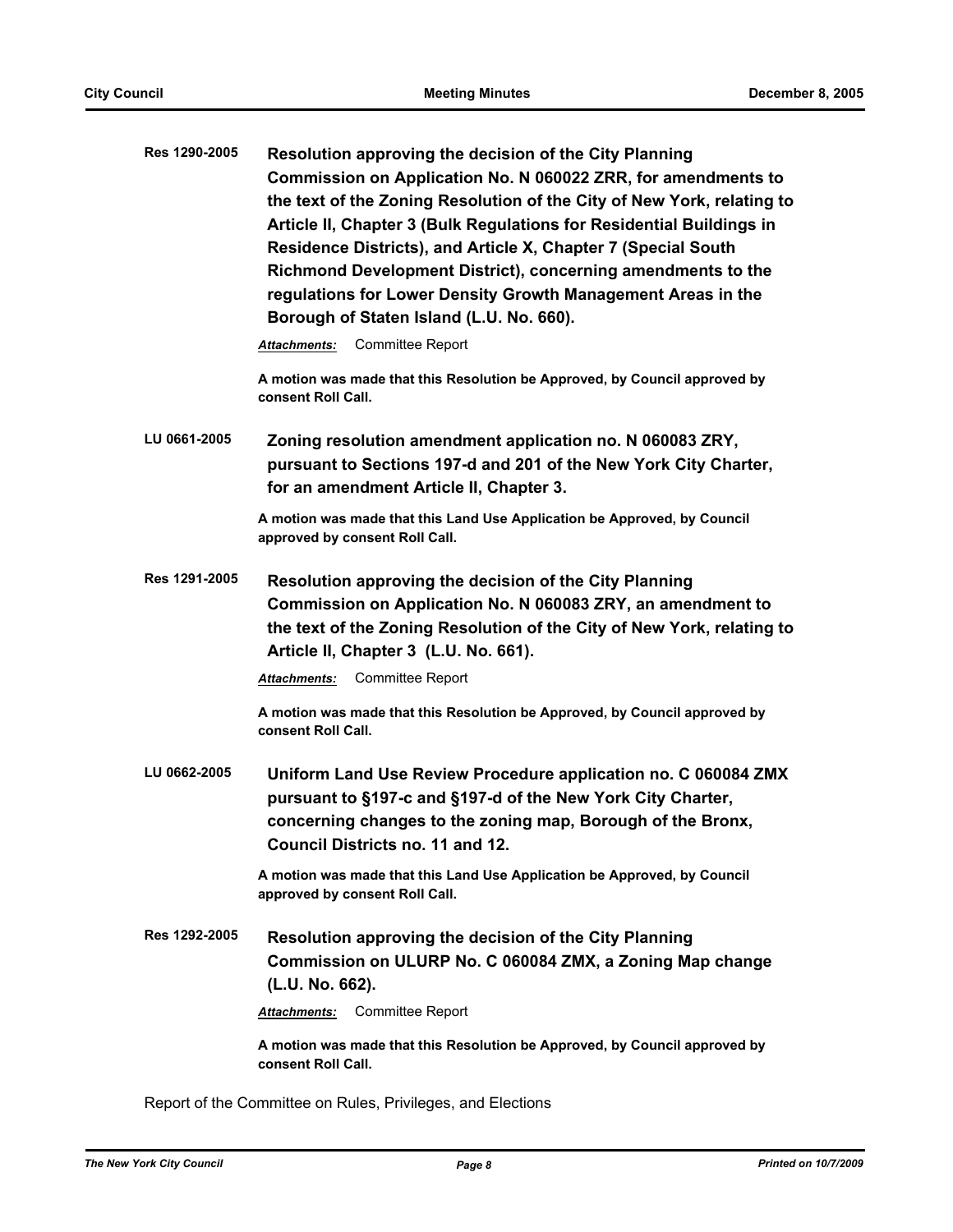**Res 1290-2005** **Resolution approving the decision of the City Planning Commission on Application No. N 060022 ZRR, for amendments to the text of the Zoning Resolution of the City of New York, relating to Article II, Chapter 3 (Bulk Regulations for Residential Buildings in Residence Districts), and Article X, Chapter 7 (Special South Richmond Development District), concerning amendments to the regulations for Lower Density Growth Management Areas in the Borough of Staten Island (L.U. No. 660).**

***Attachments:*** Committee Report

**A motion was made that this Resolution be Approved, by Council approved by consent Roll Call.**

**LU 0661-2005** **Zoning resolution amendment application no. N 060083 ZRY, pursuant to Sections 197-d and 201 of the New York City Charter, for an amendment Article II, Chapter 3.**

**A motion was made that this Land Use Application be Approved, by Council approved by consent Roll Call.**

**Res 1291-2005** **Resolution approving the decision of the City Planning Commission on Application No. N 060083 ZRY, an amendment to the text of the Zoning Resolution of the City of New York, relating to Article II, Chapter 3 (L.U. No. 661).**

***Attachments:*** Committee Report

**A motion was made that this Resolution be Approved, by Council approved by consent Roll Call.**

**LU 0662-2005** **Uniform Land Use Review Procedure application no. C 060084 ZMX pursuant to §197-c and §197-d of the New York City Charter, concerning changes to the zoning map, Borough of the Bronx, Council Districts no. 11 and 12.**

**A motion was made that this Land Use Application be Approved, by Council approved by consent Roll Call.**

**Res 1292-2005** **Resolution approving the decision of the City Planning Commission on ULURP No. C 060084 ZMX, a Zoning Map change (L.U. No. 662).**

***Attachments:*** Committee Report

**A motion was made that this Resolution be Approved, by Council approved by consent Roll Call.**

Report of the Committee on Rules, Privileges, and Elections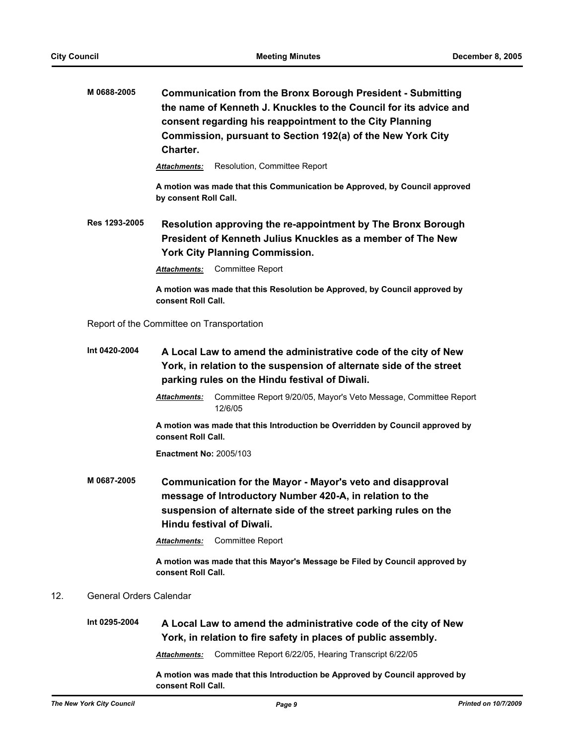**M 0688-2005** **Communication from the Bronx Borough President - Submitting the name of Kenneth J. Knuckles to the Council for its advice and consent regarding his reappointment to the City Planning Commission, pursuant to Section 192(a) of the New York City Charter.**

***Attachments:*** Resolution, Committee Report

**A motion was made that this Communication be Approved, by Council approved by consent Roll Call.**

**Res 1293-2005** **Resolution approving the re-appointment by The Bronx Borough President of Kenneth Julius Knuckles as a member of The New York City Planning Commission.**

***Attachments:*** Committee Report

**A motion was made that this Resolution be Approved, by Council approved by consent Roll Call.**

Report of the Committee on Transportation

**Int 0420-2004** **A Local Law to amend the administrative code of the city of New York, in relation to the suspension of alternate side of the street parking rules on the Hindu festival of Diwali.**

***Attachments:*** Committee Report 9/20/05, Mayor's Veto Message, Committee Report 12/6/05

**A motion was made that this Introduction be Overridden by Council approved by consent Roll Call.**

**Enactment No:** 2005/103

**M 0687-2005** **Communication for the Mayor - Mayor's veto and disapproval message of Introductory Number 420-A, in relation to the suspension of alternate side of the street parking rules on the Hindu festival of Diwali.**

***Attachments:*** Committee Report

**A motion was made that this Mayor's Message be Filed by Council approved by consent Roll Call.**

12. General Orders Calendar

**Int 0295-2004** **A Local Law to amend the administrative code of the city of New York, in relation to fire safety in places of public assembly.**

***Attachments:*** Committee Report 6/22/05, Hearing Transcript 6/22/05

**A motion was made that this Introduction be Approved by Council approved by consent Roll Call.**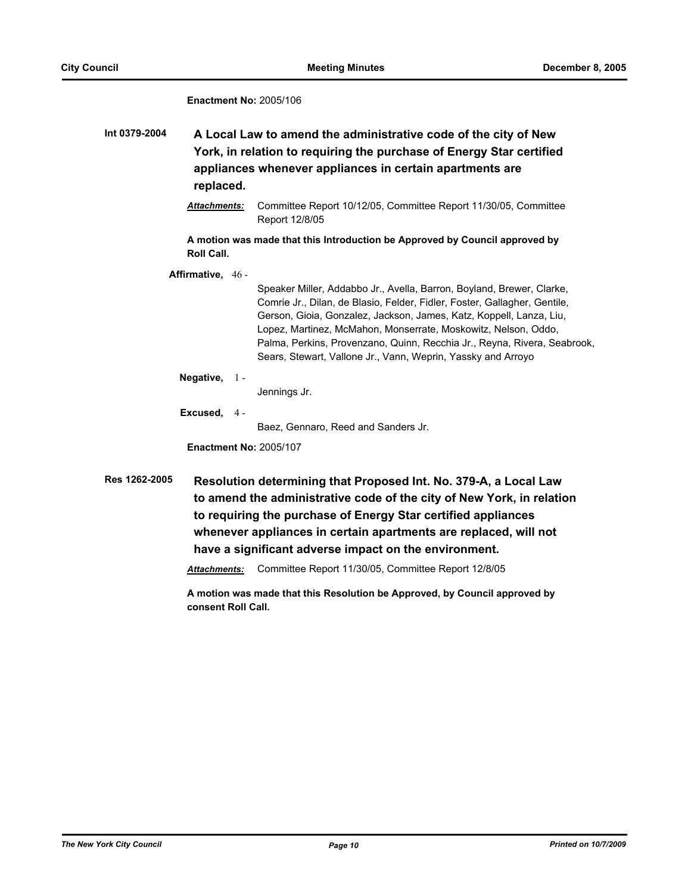**Enactment No:** 2005/106

**Int 0379-2004** **A Local Law to amend the administrative code of the city of New York, in relation to requiring the purchase of Energy Star certified appliances whenever appliances in certain apartments are replaced.**

***Attachments:*** Committee Report 10/12/05, Committee Report 11/30/05, Committee Report 12/8/05

**A motion was made that this Introduction be Approved by Council approved by Roll Call.**

**Affirmative,** 46 - Speaker Miller, Addabbo Jr., Avella, Barron, Boyland, Brewer, Clarke, Comrie Jr., Dilan, de Blasio, Felder, Fidler, Foster, Gallagher, Gentile, Gerson, Gioia, Gonzalez, Jackson, James, Katz, Koppell, Lanza, Liu, Lopez, Martinez, McMahon, Monserrate, Moskowitz, Nelson, Oddo, Palma, Perkins, Provenzano, Quinn, Recchia Jr., Reyna, Rivera, Seabrook, Sears, Stewart, Vallone Jr., Vann, Weprin, Yassky and Arroyo

**Negative,** 1 - Jennings Jr.

**Excused,** 4 - Baez, Gennaro, Reed and Sanders Jr.

**Enactment No:** 2005/107

**Res 1262-2005** **Resolution determining that Proposed Int. No. 379-A, a Local Law to amend the administrative code of the city of New York, in relation to requiring the purchase of Energy Star certified appliances whenever appliances in certain apartments are replaced, will not have a significant adverse impact on the environment.**

***Attachments:*** Committee Report 11/30/05, Committee Report 12/8/05

**A motion was made that this Resolution be Approved, by Council approved by consent Roll Call.**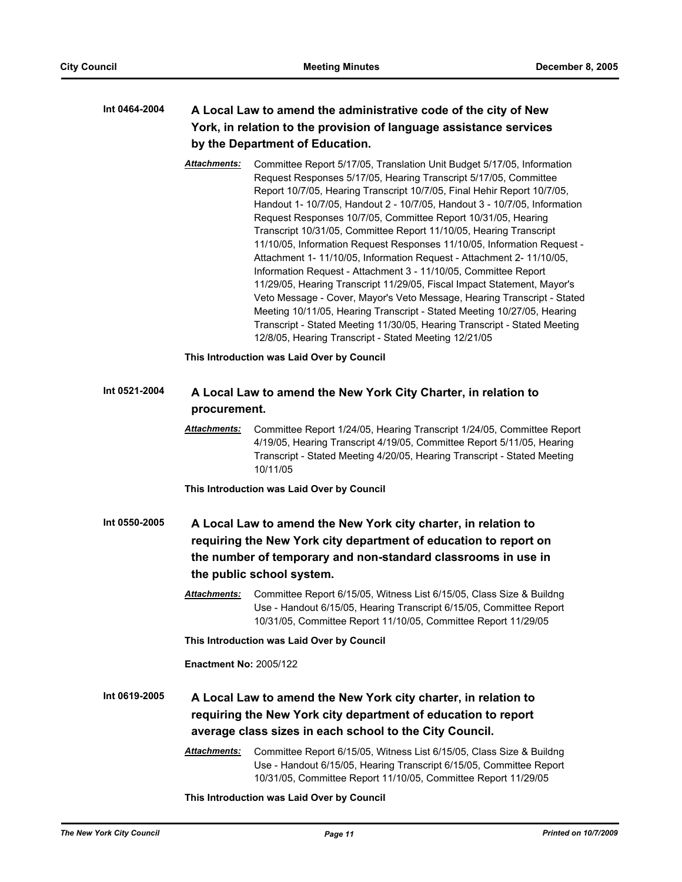**Int 0464-2004** **A Local Law to amend the administrative code of the city of New York, in relation to the provision of language assistance services by the Department of Education.**

***Attachments:*** Committee Report 5/17/05, Translation Unit Budget 5/17/05, Information Request Responses 5/17/05, Hearing Transcript 5/17/05, Committee Report 10/7/05, Hearing Transcript 10/7/05, Final Hehir Report 10/7/05, Handout 1- 10/7/05, Handout 2 - 10/7/05, Handout 3 - 10/7/05, Information Request Responses 10/7/05, Committee Report 10/31/05, Hearing Transcript 10/31/05, Committee Report 11/10/05, Hearing Transcript 11/10/05, Information Request Responses 11/10/05, Information Request - Attachment 1- 11/10/05, Information Request - Attachment 2- 11/10/05, Information Request - Attachment 3 - 11/10/05, Committee Report 11/29/05, Hearing Transcript 11/29/05, Fiscal Impact Statement, Mayor's Veto Message - Cover, Mayor's Veto Message, Hearing Transcript - Stated Meeting 10/11/05, Hearing Transcript - Stated Meeting 10/27/05, Hearing Transcript - Stated Meeting 11/30/05, Hearing Transcript - Stated Meeting 12/8/05, Hearing Transcript - Stated Meeting 12/21/05

**This Introduction was Laid Over by Council**

**Int 0521-2004** **A Local Law to amend the New York City Charter, in relation to procurement.**

***Attachments:*** Committee Report 1/24/05, Hearing Transcript 1/24/05, Committee Report 4/19/05, Hearing Transcript 4/19/05, Committee Report 5/11/05, Hearing Transcript - Stated Meeting 4/20/05, Hearing Transcript - Stated Meeting 10/11/05

**This Introduction was Laid Over by Council**

**Int 0550-2005** **A Local Law to amend the New York city charter, in relation to requiring the New York city department of education to report on the number of temporary and non-standard classrooms in use in the public school system.**

***Attachments:*** Committee Report 6/15/05, Witness List 6/15/05, Class Size & Buildng Use - Handout 6/15/05, Hearing Transcript 6/15/05, Committee Report 10/31/05, Committee Report 11/10/05, Committee Report 11/29/05

**This Introduction was Laid Over by Council**

**Enactment No:** 2005/122

**Int 0619-2005** **A Local Law to amend the New York city charter, in relation to requiring the New York city department of education to report average class sizes in each school to the City Council.**

***Attachments:*** Committee Report 6/15/05, Witness List 6/15/05, Class Size & Buildng Use - Handout 6/15/05, Hearing Transcript 6/15/05, Committee Report 10/31/05, Committee Report 11/10/05, Committee Report 11/29/05

**This Introduction was Laid Over by Council**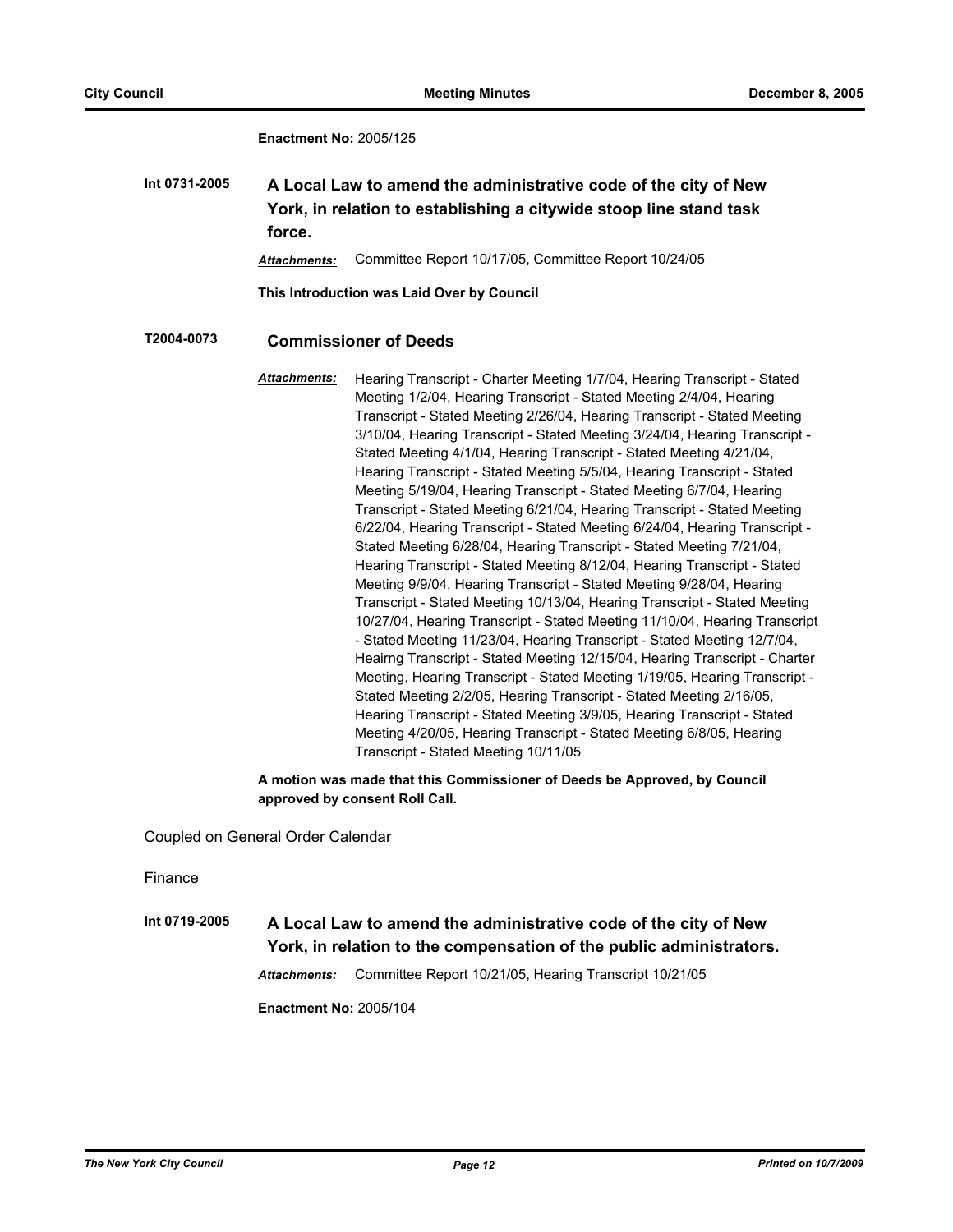**Enactment No:** 2005/125

**Int 0731-2005** **A Local Law to amend the administrative code of the city of New York, in relation to establishing a citywide stoop line stand task force.**

***Attachments:*** Committee Report 10/17/05, Committee Report 10/24/05

**This Introduction was Laid Over by Council**

**T2004-0073** **Commissioner of Deeds**

***Attachments:*** Hearing Transcript - Charter Meeting 1/7/04, Hearing Transcript - Stated Meeting 1/2/04, Hearing Transcript - Stated Meeting 2/4/04, Hearing Transcript - Stated Meeting 2/26/04, Hearing Transcript - Stated Meeting 3/10/04, Hearing Transcript - Stated Meeting 3/24/04, Hearing Transcript - Stated Meeting 4/1/04, Hearing Transcript - Stated Meeting 4/21/04, Hearing Transcript - Stated Meeting 5/5/04, Hearing Transcript - Stated Meeting 5/19/04, Hearing Transcript - Stated Meeting 6/7/04, Hearing Transcript - Stated Meeting 6/21/04, Hearing Transcript - Stated Meeting 6/22/04, Hearing Transcript - Stated Meeting 6/24/04, Hearing Transcript - Stated Meeting 6/28/04, Hearing Transcript - Stated Meeting 7/21/04, Hearing Transcript - Stated Meeting 8/12/04, Hearing Transcript - Stated Meeting 9/9/04, Hearing Transcript - Stated Meeting 9/28/04, Hearing Transcript - Stated Meeting 10/13/04, Hearing Transcript - Stated Meeting 10/27/04, Hearing Transcript - Stated Meeting 11/10/04, Hearing Transcript - Stated Meeting 11/23/04, Hearing Transcript - Stated Meeting 12/7/04, Heairng Transcript - Stated Meeting 12/15/04, Hearing Transcript - Charter Meeting, Hearing Transcript - Stated Meeting 1/19/05, Hearing Transcript - Stated Meeting 2/2/05, Hearing Transcript - Stated Meeting 2/16/05, Hearing Transcript - Stated Meeting 3/9/05, Hearing Transcript - Stated Meeting 4/20/05, Hearing Transcript - Stated Meeting 6/8/05, Hearing Transcript - Stated Meeting 10/11/05

**A motion was made that this Commissioner of Deeds be Approved, by Council approved by consent Roll Call.**

Coupled on General Order Calendar

Finance

**Int 0719-2005** **A Local Law to amend the administrative code of the city of New York, in relation to the compensation of the public administrators.**

***Attachments:*** Committee Report 10/21/05, Hearing Transcript 10/21/05

**Enactment No:** 2005/104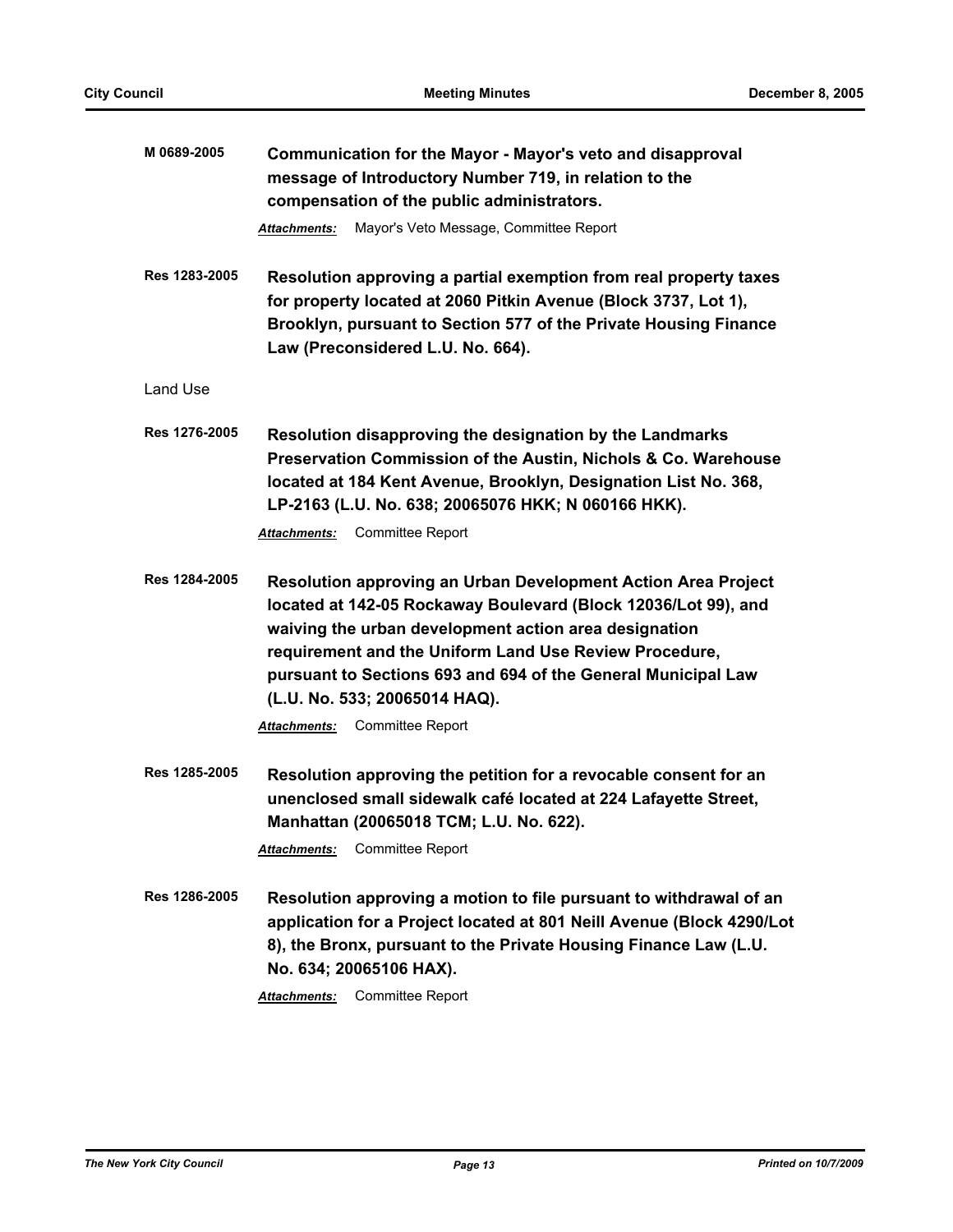**M 0689-2005** **Communication for the Mayor - Mayor's veto and disapproval message of Introductory Number 719, in relation to the compensation of the public administrators.**

***Attachments:*** Mayor's Veto Message, Committee Report

**Res 1283-2005** **Resolution approving a partial exemption from real property taxes for property located at 2060 Pitkin Avenue (Block 3737, Lot 1), Brooklyn, pursuant to Section 577 of the Private Housing Finance Law (Preconsidered L.U. No. 664).**

Land Use

**Res 1276-2005** **Resolution disapproving the designation by the Landmarks Preservation Commission of the Austin, Nichols & Co. Warehouse located at 184 Kent Avenue, Brooklyn, Designation List No. 368, LP-2163 (L.U. No. 638; 20065076 HKK; N 060166 HKK).**

***Attachments:*** Committee Report

**Res 1284-2005** **Resolution approving an Urban Development Action Area Project located at 142-05 Rockaway Boulevard (Block 12036/Lot 99), and waiving the urban development action area designation requirement and the Uniform Land Use Review Procedure, pursuant to Sections 693 and 694 of the General Municipal Law (L.U. No. 533; 20065014 HAQ).**

***Attachments:*** Committee Report

**Res 1285-2005** **Resolution approving the petition for a revocable consent for an unenclosed small sidewalk café located at 224 Lafayette Street, Manhattan (20065018 TCM; L.U. No. 622).**

***Attachments:*** Committee Report

**Res 1286-2005** **Resolution approving a motion to file pursuant to withdrawal of an application for a Project located at 801 Neill Avenue (Block 4290/Lot 8), the Bronx, pursuant to the Private Housing Finance Law (L.U. No. 634; 20065106 HAX).**

***Attachments:*** Committee Report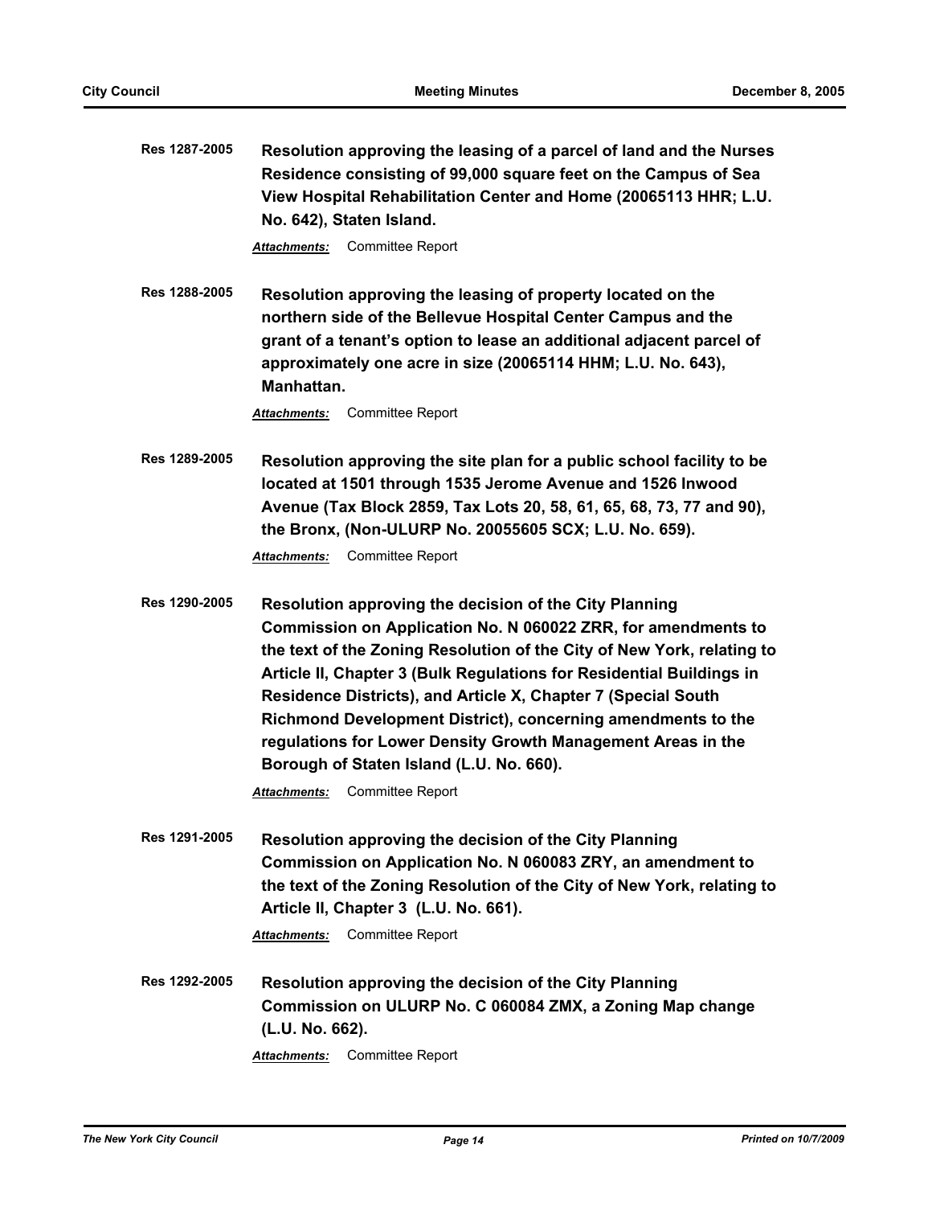**Res 1287-2005** **Resolution approving the leasing of a parcel of land and the Nurses Residence consisting of 99,000 square feet on the Campus of Sea View Hospital Rehabilitation Center and Home (20065113 HHR; L.U. No. 642), Staten Island.**

*Attachments:* Committee Report

**Res 1288-2005** **Resolution approving the leasing of property located on the northern side of the Bellevue Hospital Center Campus and the grant of a tenant's option to lease an additional adjacent parcel of approximately one acre in size (20065114 HHM; L.U. No. 643), Manhattan.**

*Attachments:* Committee Report

**Res 1289-2005** **Resolution approving the site plan for a public school facility to be located at 1501 through 1535 Jerome Avenue and 1526 Inwood Avenue (Tax Block 2859, Tax Lots 20, 58, 61, 65, 68, 73, 77 and 90), the Bronx, (Non-ULURP No. 20055605 SCX; L.U. No. 659).**

*Attachments:* Committee Report

**Res 1290-2005** **Resolution approving the decision of the City Planning Commission on Application No. N 060022 ZRR, for amendments to the text of the Zoning Resolution of the City of New York, relating to Article II, Chapter 3 (Bulk Regulations for Residential Buildings in Residence Districts), and Article X, Chapter 7 (Special South Richmond Development District), concerning amendments to the regulations for Lower Density Growth Management Areas in the Borough of Staten Island (L.U. No. 660).**

*Attachments:* Committee Report

**Res 1291-2005** **Resolution approving the decision of the City Planning Commission on Application No. N 060083 ZRY, an amendment to the text of the Zoning Resolution of the City of New York, relating to Article II, Chapter 3 (L.U. No. 661).**

*Attachments:* Committee Report

**Res 1292-2005** **Resolution approving the decision of the City Planning Commission on ULURP No. C 060084 ZMX, a Zoning Map change (L.U. No. 662).**

*Attachments:* Committee Report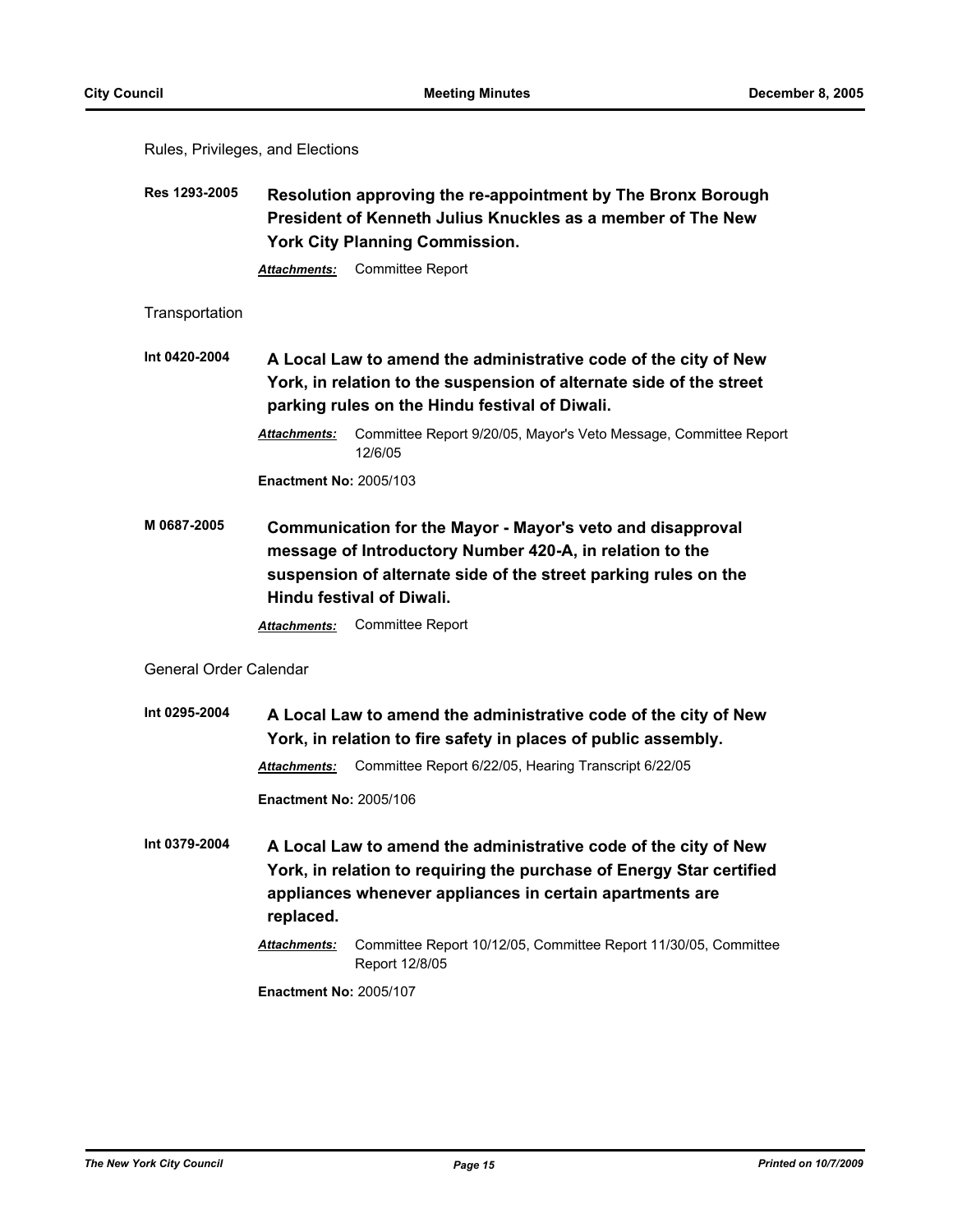Rules, Privileges, and Elections

**Res 1293-2005** **Resolution approving the re-appointment by The Bronx Borough President of Kenneth Julius Knuckles as a member of The New York City Planning Commission.**

***Attachments:*** Committee Report

Transportation

**Int 0420-2004** **A Local Law to amend the administrative code of the city of New York, in relation to the suspension of alternate side of the street parking rules on the Hindu festival of Diwali.**

***Attachments:*** Committee Report 9/20/05, Mayor's Veto Message, Committee Report 12/6/05

**Enactment No:** 2005/103

**M 0687-2005** **Communication for the Mayor - Mayor's veto and disapproval message of Introductory Number 420-A, in relation to the suspension of alternate side of the street parking rules on the Hindu festival of Diwali.**

***Attachments:*** Committee Report

General Order Calendar

**Int 0295-2004** **A Local Law to amend the administrative code of the city of New York, in relation to fire safety in places of public assembly.**

***Attachments:*** Committee Report 6/22/05, Hearing Transcript 6/22/05

**Enactment No:** 2005/106

**Int 0379-2004** **A Local Law to amend the administrative code of the city of New York, in relation to requiring the purchase of Energy Star certified appliances whenever appliances in certain apartments are replaced.**

***Attachments:*** Committee Report 10/12/05, Committee Report 11/30/05, Committee Report 12/8/05

**Enactment No:** 2005/107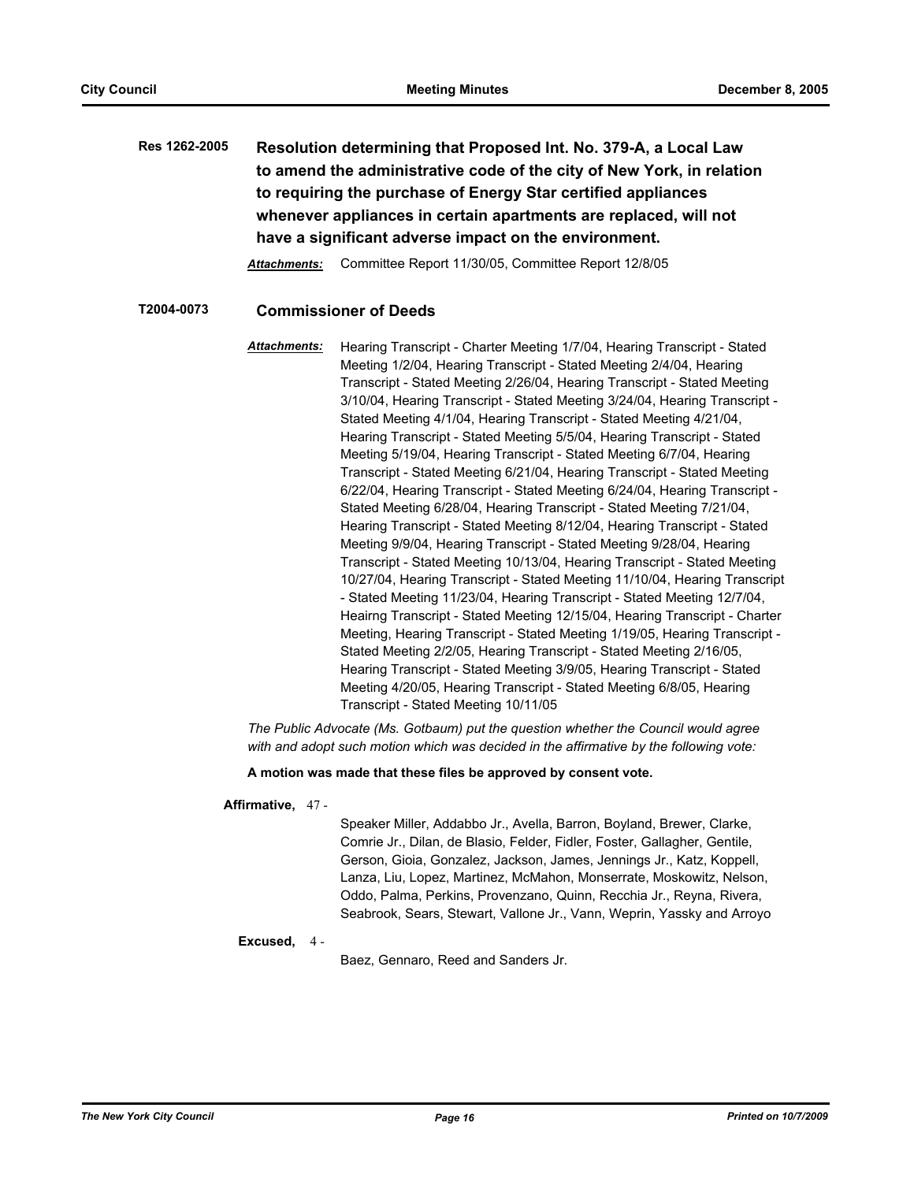**Res 1262-2005** **Resolution determining that Proposed Int. No. 379-A, a Local Law to amend the administrative code of the city of New York, in relation to requiring the purchase of Energy Star certified appliances whenever appliances in certain apartments are replaced, will not have a significant adverse impact on the environment.**

***Attachments:*** Committee Report 11/30/05, Committee Report 12/8/05

**T2004-0073** **Commissioner of Deeds**

***Attachments:*** Hearing Transcript - Charter Meeting 1/7/04, Hearing Transcript - Stated Meeting 1/2/04, Hearing Transcript - Stated Meeting 2/4/04, Hearing Transcript - Stated Meeting 2/26/04, Hearing Transcript - Stated Meeting 3/10/04, Hearing Transcript - Stated Meeting 3/24/04, Hearing Transcript - Stated Meeting 4/1/04, Hearing Transcript - Stated Meeting 4/21/04, Hearing Transcript - Stated Meeting 5/5/04, Hearing Transcript - Stated Meeting 5/19/04, Hearing Transcript - Stated Meeting 6/7/04, Hearing Transcript - Stated Meeting 6/21/04, Hearing Transcript - Stated Meeting 6/22/04, Hearing Transcript - Stated Meeting 6/24/04, Hearing Transcript - Stated Meeting 6/28/04, Hearing Transcript - Stated Meeting 7/21/04, Hearing Transcript - Stated Meeting 8/12/04, Hearing Transcript - Stated Meeting 9/9/04, Hearing Transcript - Stated Meeting 9/28/04, Hearing Transcript - Stated Meeting 10/13/04, Hearing Transcript - Stated Meeting 10/27/04, Hearing Transcript - Stated Meeting 11/10/04, Hearing Transcript - Stated Meeting 11/23/04, Hearing Transcript - Stated Meeting 12/7/04, Heairng Transcript - Stated Meeting 12/15/04, Hearing Transcript - Charter Meeting, Hearing Transcript - Stated Meeting 1/19/05, Hearing Transcript - Stated Meeting 2/2/05, Hearing Transcript - Stated Meeting 2/16/05, Hearing Transcript - Stated Meeting 3/9/05, Hearing Transcript - Stated Meeting 4/20/05, Hearing Transcript - Stated Meeting 6/8/05, Hearing Transcript - Stated Meeting 10/11/05

*The Public Advocate (Ms. Gotbaum) put the question whether the Council would agree with and adopt such motion which was decided in the affirmative by the following vote:*

**A motion was made that these files be approved by consent vote.**

**Affirmative,** 47 - Speaker Miller, Addabbo Jr., Avella, Barron, Boyland, Brewer, Clarke, Comrie Jr., Dilan, de Blasio, Felder, Fidler, Foster, Gallagher, Gentile, Gerson, Gioia, Gonzalez, Jackson, James, Jennings Jr., Katz, Koppell, Lanza, Liu, Lopez, Martinez, McMahon, Monserrate, Moskowitz, Nelson, Oddo, Palma, Perkins, Provenzano, Quinn, Recchia Jr., Reyna, Rivera, Seabrook, Sears, Stewart, Vallone Jr., Vann, Weprin, Yassky and Arroyo

**Excused,** 4 - Baez, Gennaro, Reed and Sanders Jr.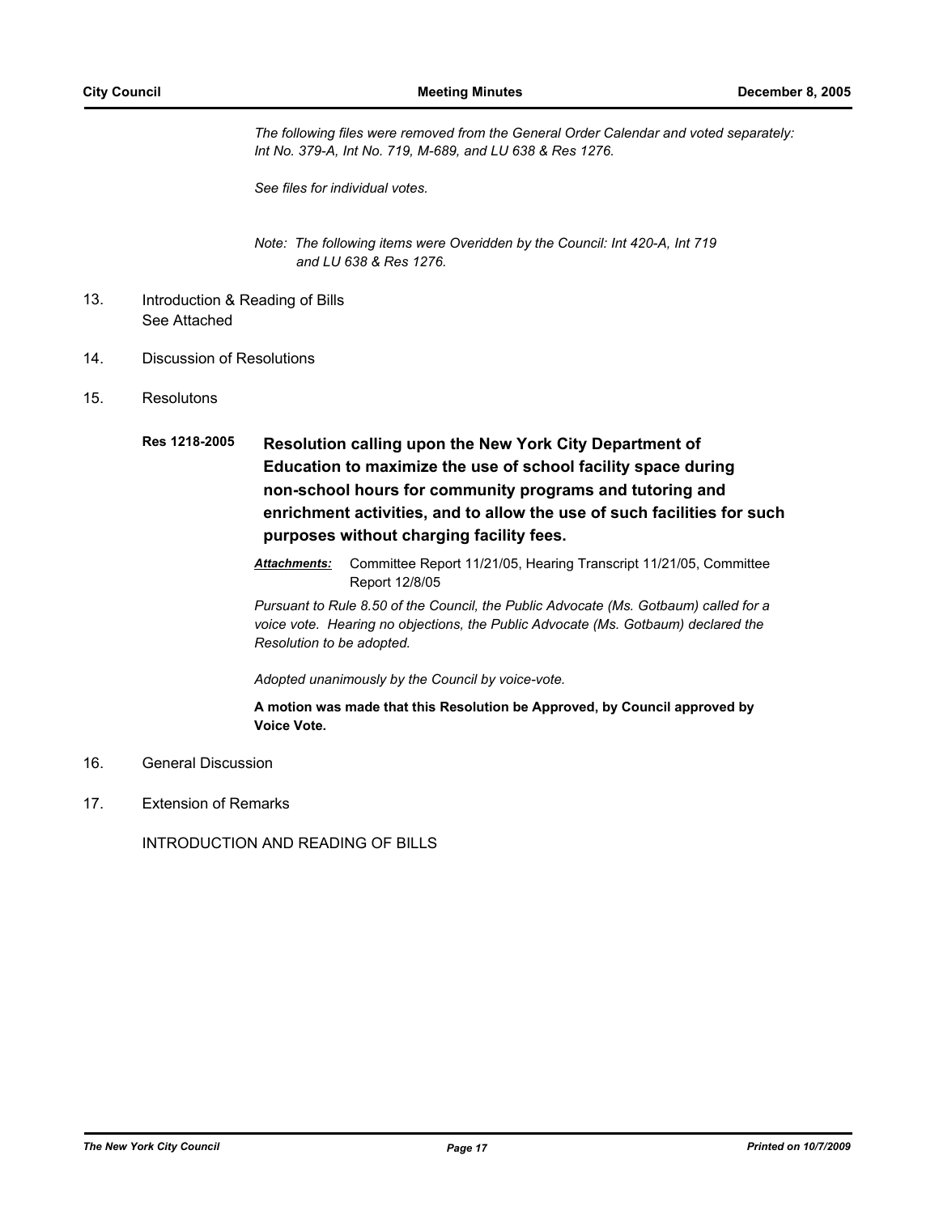*The following files were removed from the General Order Calendar and voted separately: Int No. 379-A, Int No. 719, M-689, and LU 638 & Res 1276.*

*See files for individual votes.*

*Note: The following items were Overidden by the Council: Int 420-A, Int 719 and LU 638 & Res 1276.*

13. Introduction & Reading of Bills
    See Attached

14. Discussion of Resolutions

15. Resolutons

**Res 1218-2005** **Resolution calling upon the New York City Department of Education to maximize the use of school facility space during non-school hours for community programs and tutoring and enrichment activities, and to allow the use of such facilities for such purposes without charging facility fees.**

***Attachments:*** Committee Report 11/21/05, Hearing Transcript 11/21/05, Committee Report 12/8/05

*Pursuant to Rule 8.50 of the Council, the Public Advocate (Ms. Gotbaum) called for a voice vote. Hearing no objections, the Public Advocate (Ms. Gotbaum) declared the Resolution to be adopted.*

*Adopted unanimously by the Council by voice-vote.*

**A motion was made that this Resolution be Approved, by Council approved by Voice Vote.**

16. General Discussion

17. Extension of Remarks

INTRODUCTION AND READING OF BILLS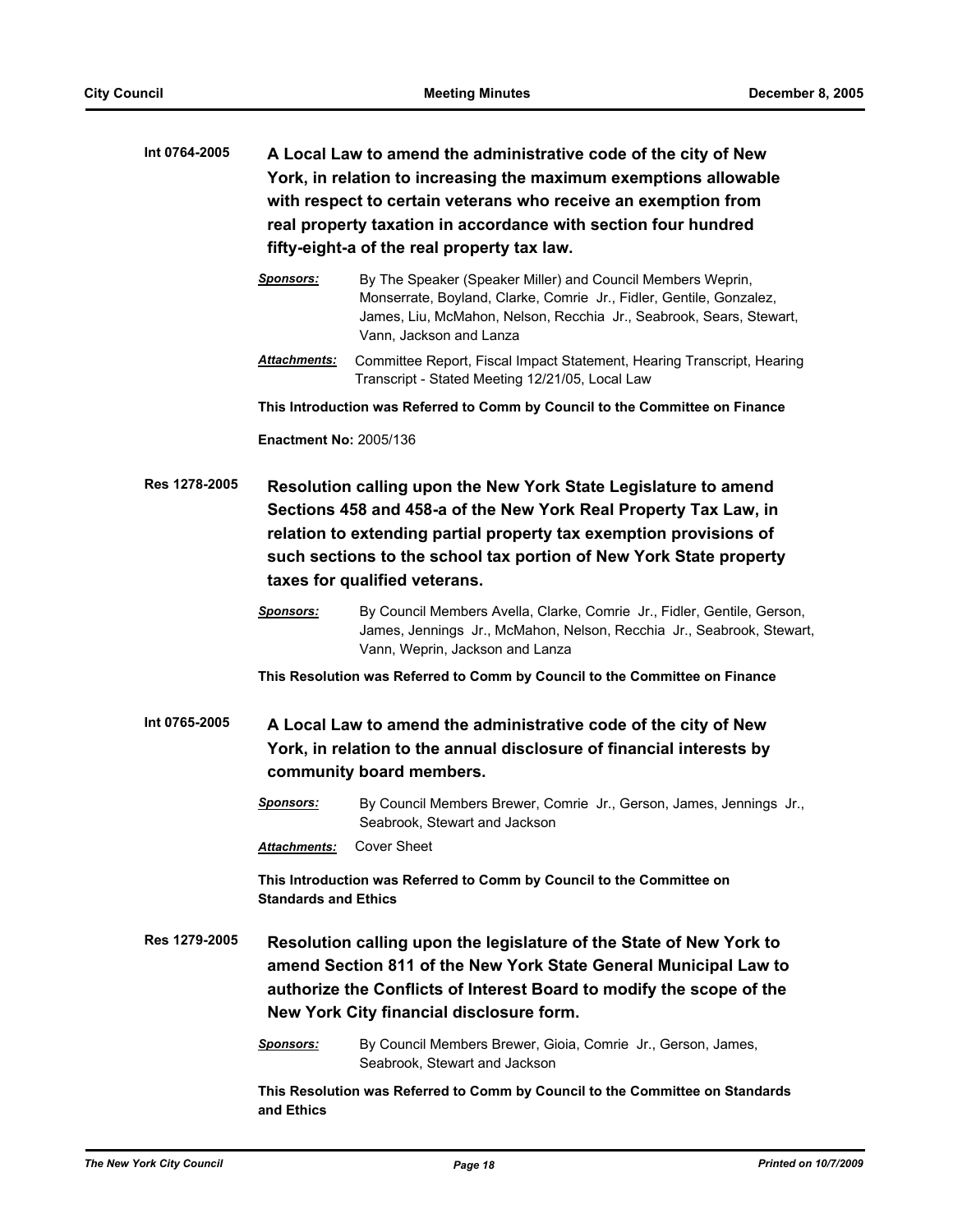**Int 0764-2005** **A Local Law to amend the administrative code of the city of New York, in relation to increasing the maximum exemptions allowable with respect to certain veterans who receive an exemption from real property taxation in accordance with section four hundred fifty-eight-a of the real property tax law.**

***Sponsors:*** By The Speaker (Speaker Miller) and Council Members Weprin, Monserrate, Boyland, Clarke, Comrie Jr., Fidler, Gentile, Gonzalez, James, Liu, McMahon, Nelson, Recchia Jr., Seabrook, Sears, Stewart, Vann, Jackson and Lanza

***Attachments:*** Committee Report, Fiscal Impact Statement, Hearing Transcript, Hearing Transcript - Stated Meeting 12/21/05, Local Law

**This Introduction was Referred to Comm by Council to the Committee on Finance**

**Enactment No:** 2005/136

**Res 1278-2005** **Resolution calling upon the New York State Legislature to amend Sections 458 and 458-a of the New York Real Property Tax Law, in relation to extending partial property tax exemption provisions of such sections to the school tax portion of New York State property taxes for qualified veterans.**

***Sponsors:*** By Council Members Avella, Clarke, Comrie Jr., Fidler, Gentile, Gerson, James, Jennings Jr., McMahon, Nelson, Recchia Jr., Seabrook, Stewart, Vann, Weprin, Jackson and Lanza

**This Resolution was Referred to Comm by Council to the Committee on Finance**

**Int 0765-2005** **A Local Law to amend the administrative code of the city of New York, in relation to the annual disclosure of financial interests by community board members.**

***Sponsors:*** By Council Members Brewer, Comrie Jr., Gerson, James, Jennings Jr., Seabrook, Stewart and Jackson

***Attachments:*** Cover Sheet

**This Introduction was Referred to Comm by Council to the Committee on Standards and Ethics**

**Res 1279-2005** **Resolution calling upon the legislature of the State of New York to amend Section 811 of the New York State General Municipal Law to authorize the Conflicts of Interest Board to modify the scope of the New York City financial disclosure form.**

***Sponsors:*** By Council Members Brewer, Gioia, Comrie Jr., Gerson, James, Seabrook, Stewart and Jackson

**This Resolution was Referred to Comm by Council to the Committee on Standards and Ethics**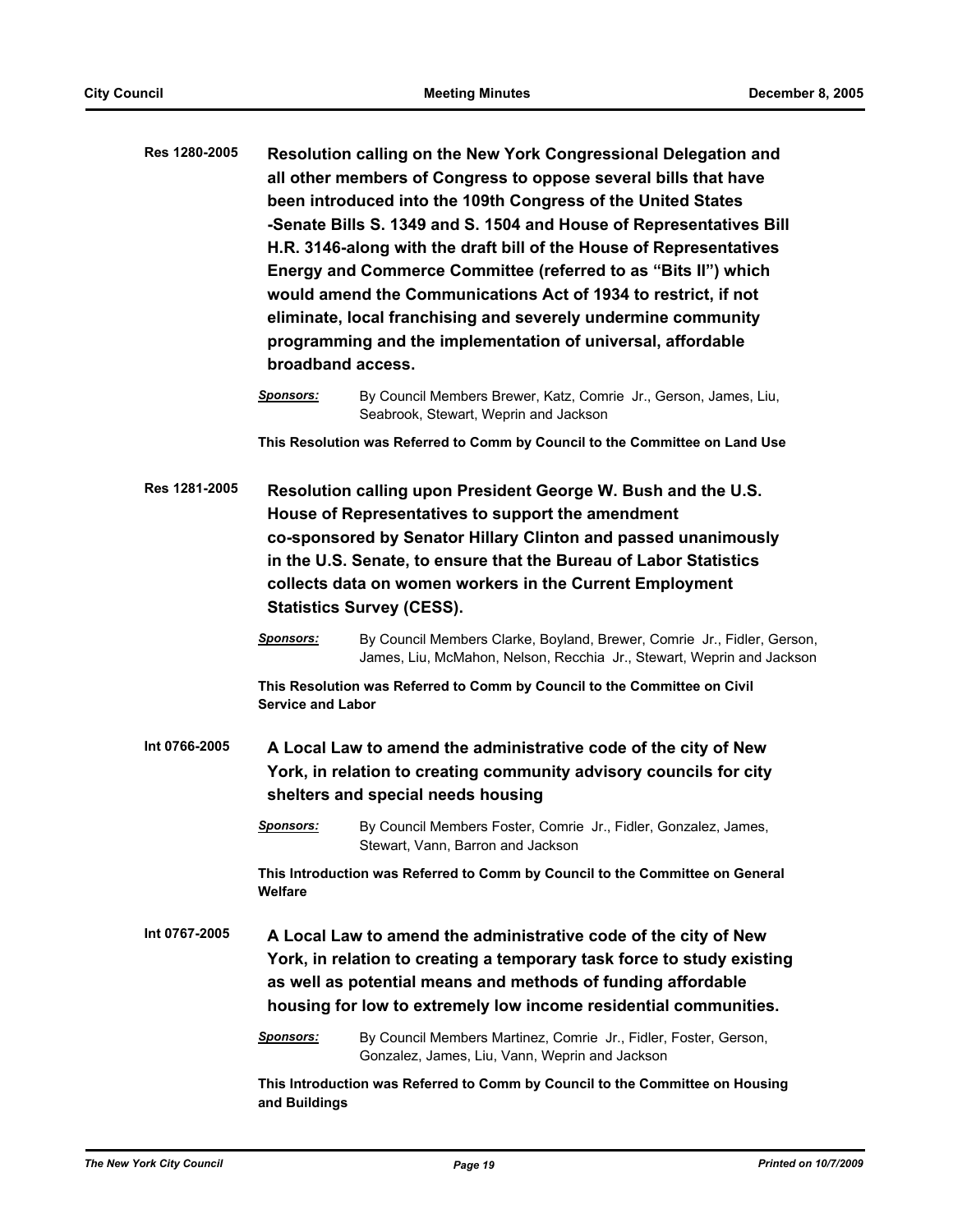**Res 1280-2005** **Resolution calling on the New York Congressional Delegation and all other members of Congress to oppose several bills that have been introduced into the 109th Congress of the United States -Senate Bills S. 1349 and S. 1504 and House of Representatives Bill H.R. 3146-along with the draft bill of the House of Representatives Energy and Commerce Committee (referred to as "Bits II") which would amend the Communications Act of 1934 to restrict, if not eliminate, local franchising and severely undermine community programming and the implementation of universal, affordable broadband access.**

***Sponsors:*** By Council Members Brewer, Katz, Comrie Jr., Gerson, James, Liu, Seabrook, Stewart, Weprin and Jackson

**This Resolution was Referred to Comm by Council to the Committee on Land Use**

**Res 1281-2005** **Resolution calling upon President George W. Bush and the U.S. House of Representatives to support the amendment co-sponsored by Senator Hillary Clinton and passed unanimously in the U.S. Senate, to ensure that the Bureau of Labor Statistics collects data on women workers in the Current Employment Statistics Survey (CESS).**

***Sponsors:*** By Council Members Clarke, Boyland, Brewer, Comrie Jr., Fidler, Gerson, James, Liu, McMahon, Nelson, Recchia Jr., Stewart, Weprin and Jackson

**This Resolution was Referred to Comm by Council to the Committee on Civil Service and Labor**

**Int 0766-2005** **A Local Law to amend the administrative code of the city of New York, in relation to creating community advisory councils for city shelters and special needs housing**

***Sponsors:*** By Council Members Foster, Comrie Jr., Fidler, Gonzalez, James, Stewart, Vann, Barron and Jackson

**This Introduction was Referred to Comm by Council to the Committee on General Welfare**

**Int 0767-2005** **A Local Law to amend the administrative code of the city of New York, in relation to creating a temporary task force to study existing as well as potential means and methods of funding affordable housing for low to extremely low income residential communities.**

***Sponsors:*** By Council Members Martinez, Comrie Jr., Fidler, Foster, Gerson, Gonzalez, James, Liu, Vann, Weprin and Jackson

**This Introduction was Referred to Comm by Council to the Committee on Housing and Buildings**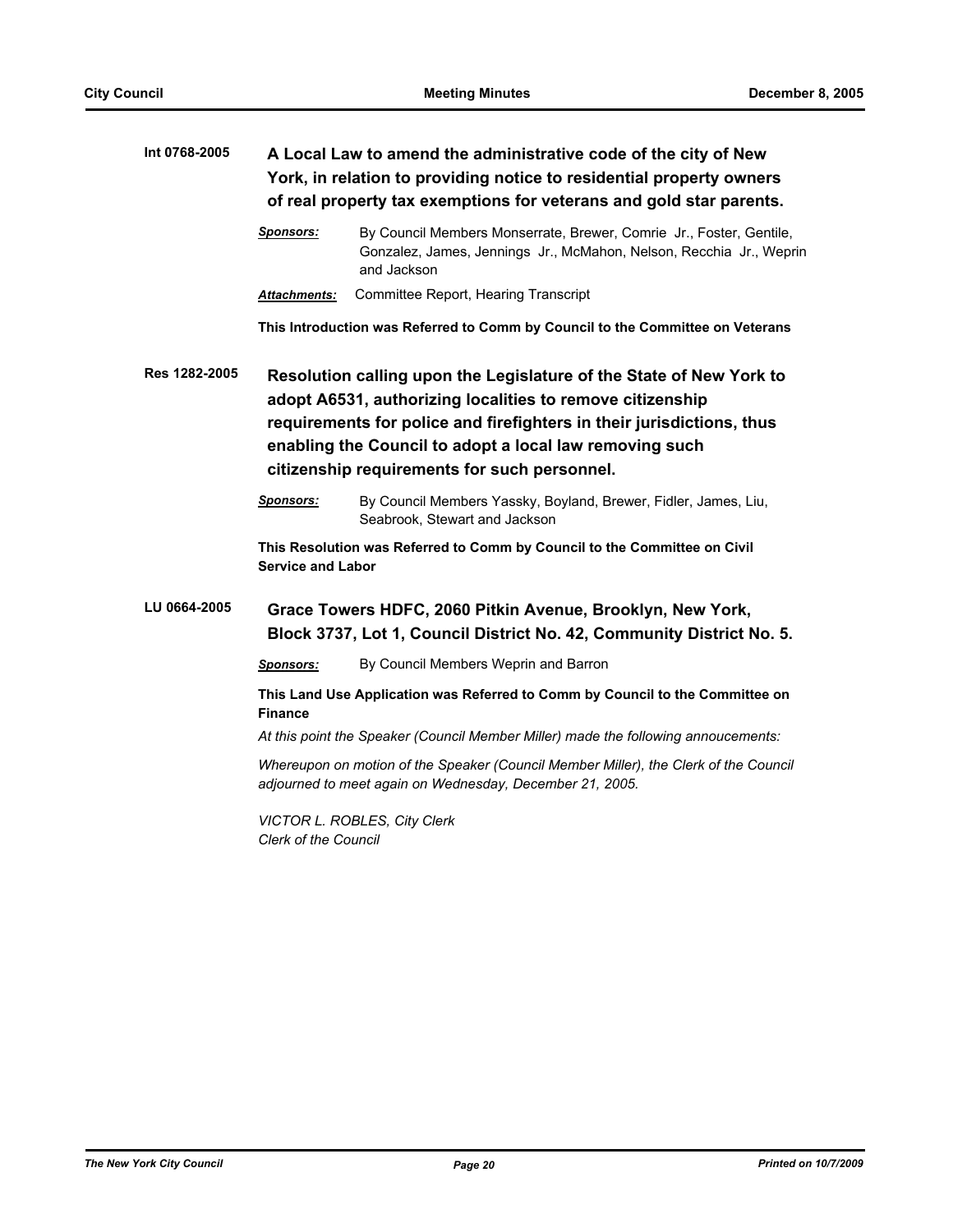**Int 0768-2005** **A Local Law to amend the administrative code of the city of New York, in relation to providing notice to residential property owners of real property tax exemptions for veterans and gold star parents.**

***Sponsors:*** By Council Members Monserrate, Brewer, Comrie Jr., Foster, Gentile, Gonzalez, James, Jennings Jr., McMahon, Nelson, Recchia Jr., Weprin and Jackson

***Attachments:*** Committee Report, Hearing Transcript

**This Introduction was Referred to Comm by Council to the Committee on Veterans**

**Res 1282-2005** **Resolution calling upon the Legislature of the State of New York to adopt A6531, authorizing localities to remove citizenship requirements for police and firefighters in their jurisdictions, thus enabling the Council to adopt a local law removing such citizenship requirements for such personnel.**

***Sponsors:*** By Council Members Yassky, Boyland, Brewer, Fidler, James, Liu, Seabrook, Stewart and Jackson

**This Resolution was Referred to Comm by Council to the Committee on Civil Service and Labor**

**LU 0664-2005** **Grace Towers HDFC, 2060 Pitkin Avenue, Brooklyn, New York, Block 3737, Lot 1, Council District No. 42, Community District No. 5.**

***Sponsors:*** By Council Members Weprin and Barron

**This Land Use Application was Referred to Comm by Council to the Committee on Finance**

*At this point the Speaker (Council Member Miller) made the following annoucements:*

*Whereupon on motion of the Speaker (Council Member Miller), the Clerk of the Council adjourned to meet again on Wednesday, December 21, 2005.*

*VICTOR L. ROBLES, City Clerk*
*Clerk of the Council*